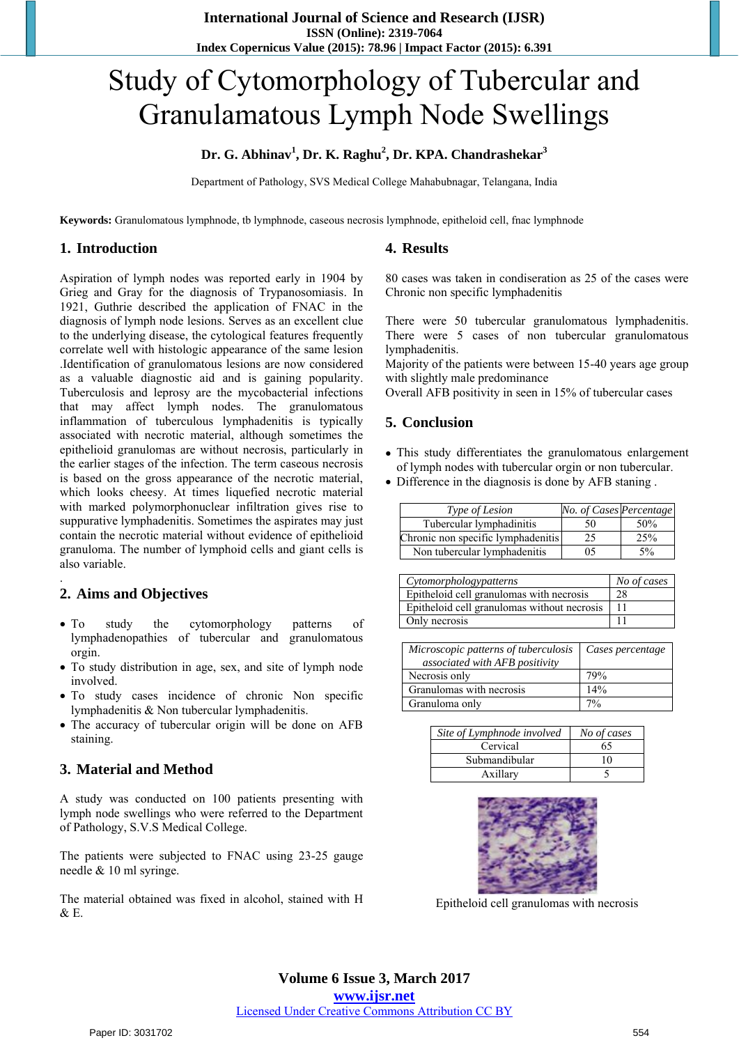# Study of Cytomorphology of Tubercular and Granulamatous Lymph Node Swellings

**Dr. G. Abhinav[1], Dr. K. Raghu[2], Dr. KPA. Chandrashekar[3]**

Department of Pathology, SVS Medical College Mahabubnagar, Telangana, India

**Keywords:** Granulomatous lymphnode, tb lymphnode, caseous necrosis lymphnode, epitheloid cell, fnac lymphnode

## 1. Introduction

Aspiration of lymph nodes was reported early in 1904 by Grieg and Gray for the diagnosis of Trypanosomiasis. In 1921, Guthrie described the application of FNAC in the diagnosis of lymph node lesions. Serves as an excellent clue to the underlying disease, the cytological features frequently correlate well with histologic appearance of the same lesion .Identification of granulomatous lesions are now considered as a valuable diagnostic aid and is gaining popularity. Tuberculosis and leprosy are the mycobacterial infections that may affect lymph nodes. The granulomatous inflammation of tuberculous lymphadenitis is typically associated with necrotic material, although sometimes the epithelioid granulomas are without necrosis, particularly in the earlier stages of the infection. The term caseous necrosis is based on the gross appearance of the necrotic material, which looks cheesy. At times liquefied necrotic material with marked polymorphonuclear infiltration gives rise to suppurative lymphadenitis. Sometimes the aspirates may just contain the necrotic material without evidence of epithelioid granuloma. The number of lymphoid cells and giant cells is also variable.

## 2. Aims and Objectives

- To study the cytomorphology patterns of lymphadenopathies of tubercular and granulomatous orgin.
- To study distribution in age, sex, and site of lymph node involved.
- To study cases incidence of chronic Non specific lymphadenitis & Non tubercular lymphadenitis.
- The accuracy of tubercular origin will be done on AFB staining.

## 3. Material and Method

A study was conducted on 100 patients presenting with lymph node swellings who were referred to the Department of Pathology, S.V.S Medical College.

The patients were subjected to FNAC using 23-25 gauge needle & 10 ml syringe.

The material obtained was fixed in alcohol, stained with H & E.

## 4. Results

80 cases was taken in condiseration as 25 of the cases were Chronic non specific lymphadenitis

There were 50 tubercular granulomatous lymphadenitis. There were 5 cases of non tubercular granulomatous lymphadenitis.
Majority of the patients were between 15-40 years age group with slightly male predominance
Overall AFB positivity in seen in 15% of tubercular cases

## 5. Conclusion

- This study differentiates the granulomatous enlargement of lymph nodes with tubercular orgin or non tubercular.
- Difference in the diagnosis is done by AFB staning .

| *Type of Lesion* | *No. of Cases* | *Percentage* |
|---|---|---|
| Tubercular lymphadinitis | 50 | 50% |
| Chronic non specific lymphadenitis | 25 | 25% |
| Non tubercular lymphadenitis | 05 | 5% |

| *Cytomorphologypatterns* | *No of cases* |
|---|---|
| Epitheloid cell granulomas with necrosis | 28 |
| Epitheloid cell granulomas without necrosis | 11 |
| Only necrosis | 11 |

| *Microscopic patterns of tuberculosis associated with AFB positivity* | *Cases percentage* |
|---|---|
| Necrosis only | 79% |
| Granulomas with necrosis | 14% |
| Granuloma only | 7% |

| *Site of Lymphnode involved* | *No of cases* |
|---|---|
| Cervical | 65 |
| Submandibular | 10 |
| Axillary | 5 |

Epitheloid cell granulomas with necrosis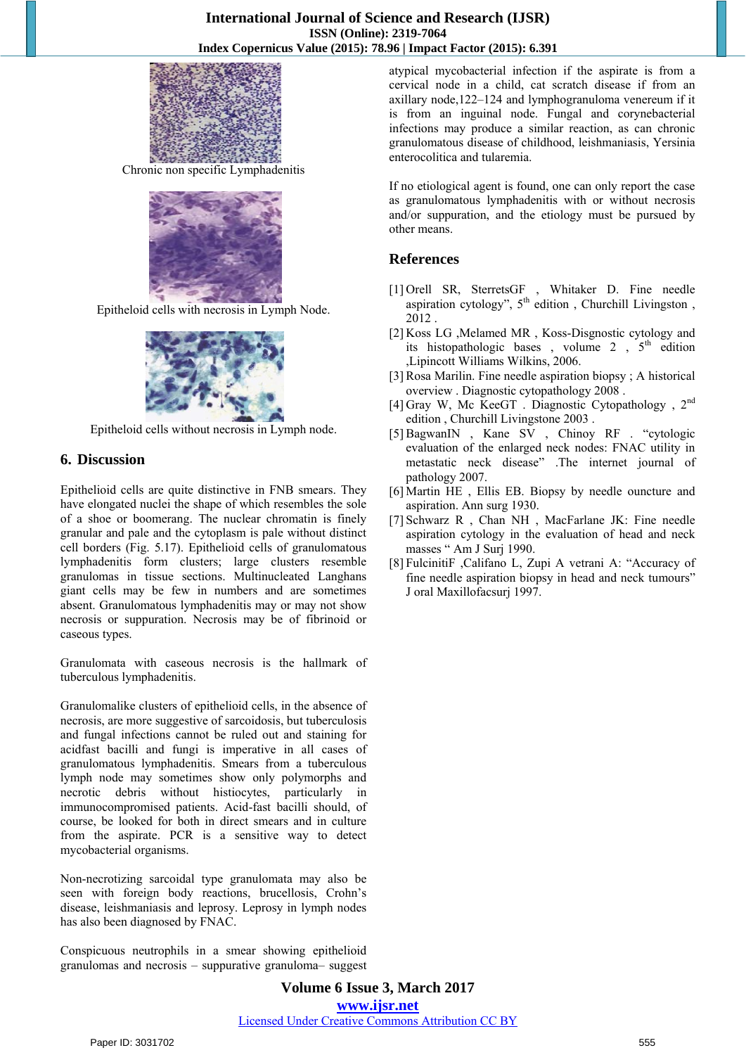Chronic non specific Lymphadenitis

Epitheloid cells with necrosis in Lymph Node.

Epitheloid cells without necrosis in Lymph node.

## 6. Discussion

Epithelioid cells are quite distinctive in FNB smears. They have elongated nuclei the shape of which resembles the sole of a shoe or boomerang. The nuclear chromatin is finely granular and pale and the cytoplasm is pale without distinct cell borders (Fig. 5.17). Epithelioid cells of granulomatous lymphadenitis form clusters; large clusters resemble granulomas in tissue sections. Multinucleated Langhans giant cells may be few in numbers and are sometimes absent. Granulomatous lymphadenitis may or may not show necrosis or suppuration. Necrosis may be of fibrinoid or caseous types.

Granulomata with caseous necrosis is the hallmark of tuberculous lymphadenitis.

Granulomalike clusters of epithelioid cells, in the absence of necrosis, are more suggestive of sarcoidosis, but tuberculosis and fungal infections cannot be ruled out and staining for acidfast bacilli and fungi is imperative in all cases of granulomatous lymphadenitis. Smears from a tuberculous lymph node may sometimes show only polymorphs and necrotic debris without histiocytes, particularly in immunocompromised patients. Acid-fast bacilli should, of course, be looked for both in direct smears and in culture from the aspirate. PCR is a sensitive way to detect mycobacterial organisms.

Non-necrotizing sarcoidal type granulomata may also be seen with foreign body reactions, brucellosis, Crohn's disease, leishmaniasis and leprosy. Leprosy in lymph nodes has also been diagnosed by FNAC.

Conspicuous neutrophils in a smear showing epithelioid granulomas and necrosis – suppurative granuloma– suggest atypical mycobacterial infection if the aspirate is from a cervical node in a child, cat scratch disease if from an axillary node,122–124 and lymphogranuloma venereum if it is from an inguinal node. Fungal and corynebacterial infections may produce a similar reaction, as can chronic granulomatous disease of childhood, leishmaniasis, Yersinia enterocolitica and tularemia.

If no etiological agent is found, one can only report the case as granulomatous lymphadenitis with or without necrosis and/or suppuration, and the etiology must be pursued by other means.

## References

[1] Orell SR, SterretsGF , Whitaker D. Fine needle aspiration cytology", 5th edition , Churchill Livingston , 2012 .

[2] Koss LG ,Melamed MR , Koss-Disgnostic cytology and its histopathologic bases , volume 2 , 5th edition ,Lipincott Williams Wilkins, 2006.

[3] Rosa Marilin. Fine needle aspiration biopsy ; A historical overview . Diagnostic cytopathology 2008 .

[4] Gray W, Mc KeeGT . Diagnostic Cytopathology , 2nd edition , Churchill Livingstone 2003 .

[5] BagwanIN , Kane SV , Chinoy RF . "cytologic evaluation of the enlarged neck nodes: FNAC utility in metastatic neck disease" .The internet journal of pathology 2007.

[6] Martin HE , Ellis EB. Biopsy by needle ouncture and aspiration. Ann surg 1930.

[7] Schwarz R , Chan NH , MacFarlane JK: Fine needle aspiration cytology in the evaluation of head and neck masses " Am J Surj 1990.

[8] FulcinitiF ,Califano L, Zupi A vetrani A: "Accuracy of fine needle aspiration biopsy in head and neck tumours" J oral Maxillofacsurj 1997.